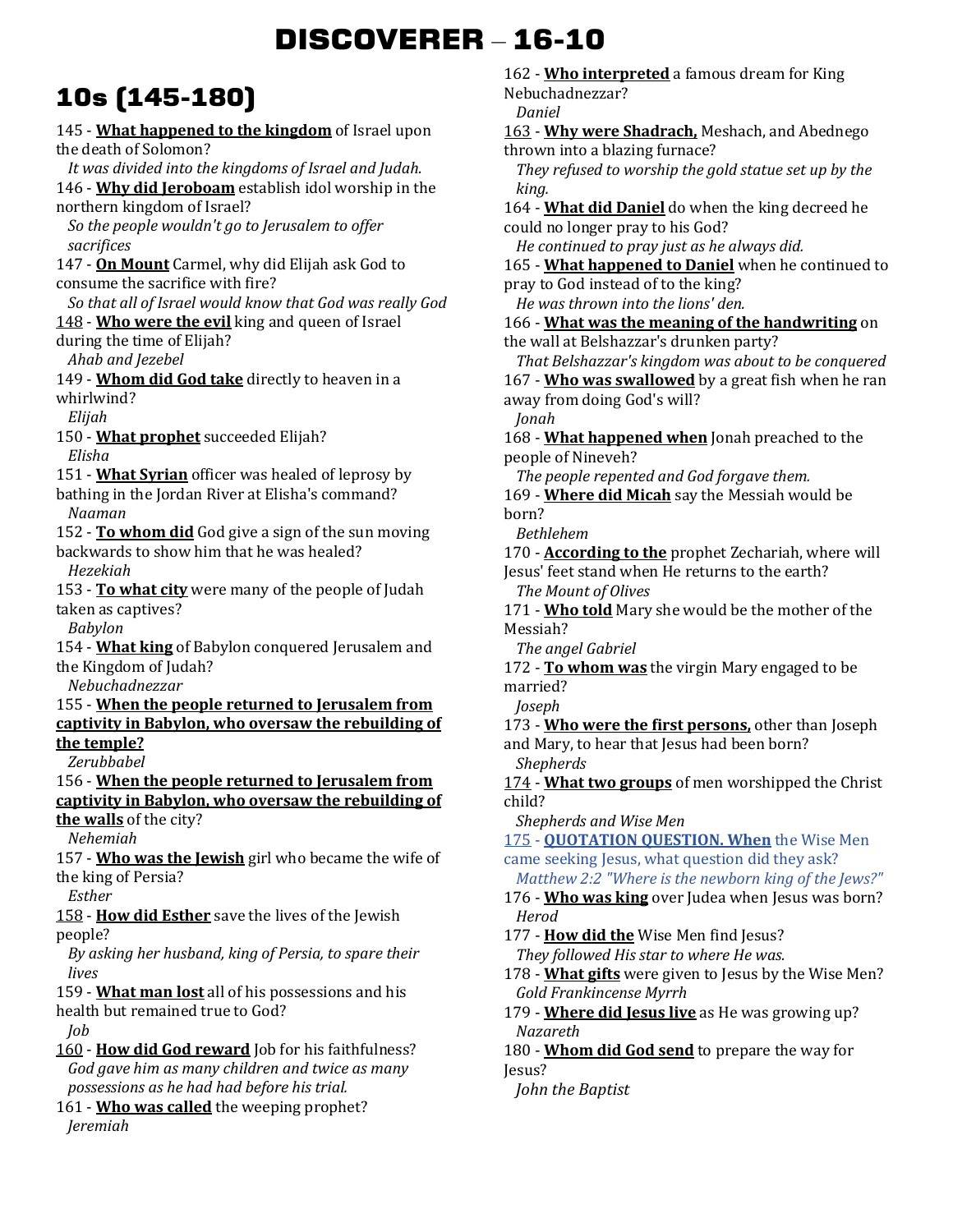# DISCOVERER – 16-10

## 10s (145-180)

145 - **What happened to the kingdom** of Israel upon the death of Solomon?
*It was divided into the kingdoms of Israel and Judah.*

146 - **Why did Jeroboam** establish idol worship in the northern kingdom of Israel?
*So the people wouldn't go to Jerusalem to offer sacrifices*

147 - **On Mount** Carmel, why did Elijah ask God to consume the sacrifice with fire?
*So that all of Israel would know that God was really God*

148 - **Who were the evil** king and queen of Israel during the time of Elijah?
*Ahab and Jezebel*

149 - **Whom did God take** directly to heaven in a whirlwind?
*Elijah*

150 - **What prophet** succeeded Elijah?
*Elisha*

151 - **What Syrian** officer was healed of leprosy by bathing in the Jordan River at Elisha's command?
*Naaman*

152 - **To whom did** God give a sign of the sun moving backwards to show him that he was healed?
*Hezekiah*

153 - **To what city** were many of the people of Judah taken as captives?
*Babylon*

154 - **What king** of Babylon conquered Jerusalem and the Kingdom of Judah?
*Nebuchadnezzar*

155 - **When the people returned to Jerusalem from captivity in Babylon, who oversaw the rebuilding of the temple?**
*Zerubbabel*

156 - **When the people returned to Jerusalem from captivity in Babylon, who oversaw the rebuilding of the walls** of the city?
*Nehemiah*

157 - **Who was the Jewish** girl who became the wife of the king of Persia?
*Esther*

158 - **How did Esther** save the lives of the Jewish people?
*By asking her husband, king of Persia, to spare their lives*

159 - **What man lost** all of his possessions and his health but remained true to God?
*Job*

160 - **How did God reward** Job for his faithfulness?
*God gave him as many children and twice as many possessions as he had had before his trial.*

161 - **Who was called** the weeping prophet?
*Jeremiah*

162 - **Who interpreted** a famous dream for King Nebuchadnezzar?
*Daniel*

163 - **Why were Shadrach,** Meshach, and Abednego thrown into a blazing furnace?
*They refused to worship the gold statue set up by the king.*

164 - **What did Daniel** do when the king decreed he could no longer pray to his God?
*He continued to pray just as he always did.*

165 - **What happened to Daniel** when he continued to pray to God instead of to the king?
*He was thrown into the lions' den.*

166 - **What was the meaning of the handwriting** on the wall at Belshazzar's drunken party?
*That Belshazzar's kingdom was about to be conquered*

167 - **Who was swallowed** by a great fish when he ran away from doing God's will?
*Jonah*

168 - **What happened when** Jonah preached to the people of Nineveh?
*The people repented and God forgave them.*

169 - **Where did Micah** say the Messiah would be born?
*Bethlehem*

170 - **According to the** prophet Zechariah, where will Jesus' feet stand when He returns to the earth?
*The Mount of Olives*

171 - **Who told** Mary she would be the mother of the Messiah?
*The angel Gabriel*

172 - **To whom was** the virgin Mary engaged to be married?
*Joseph*

173 - **Who were the first persons,** other than Joseph and Mary, to hear that Jesus had been born?
*Shepherds*

174 - **What two groups** of men worshipped the Christ child?
*Shepherds and Wise Men*

175 - **QUOTATION QUESTION. When** the Wise Men came seeking Jesus, what question did they ask?
*Matthew 2:2 "Where is the newborn king of the Jews?"*

176 - **Who was king** over Judea when Jesus was born?
*Herod*

177 - **How did the** Wise Men find Jesus?
*They followed His star to where He was.*

178 - **What gifts** were given to Jesus by the Wise Men?
*Gold Frankincense Myrrh*

179 - **Where did Jesus live** as He was growing up?
*Nazareth*

180 - **Whom did God send** to prepare the way for Jesus?
*John the Baptist*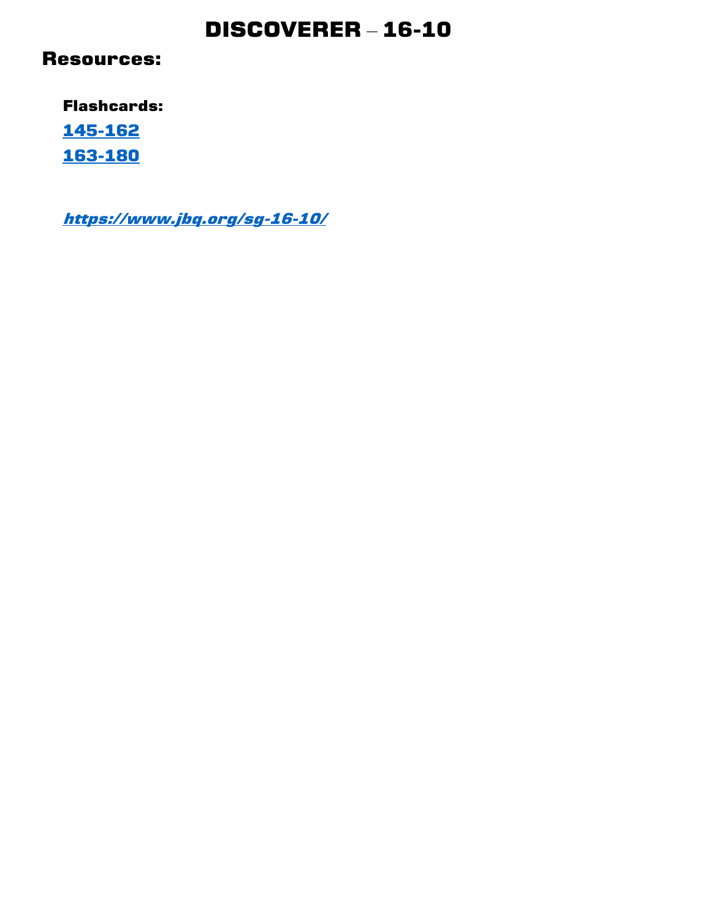# DISCOVERER – 16-10

## Resources:

**Flashcards:**

[145-162]

[163-180]

*https://www.jbq.org/sg-16-10/*